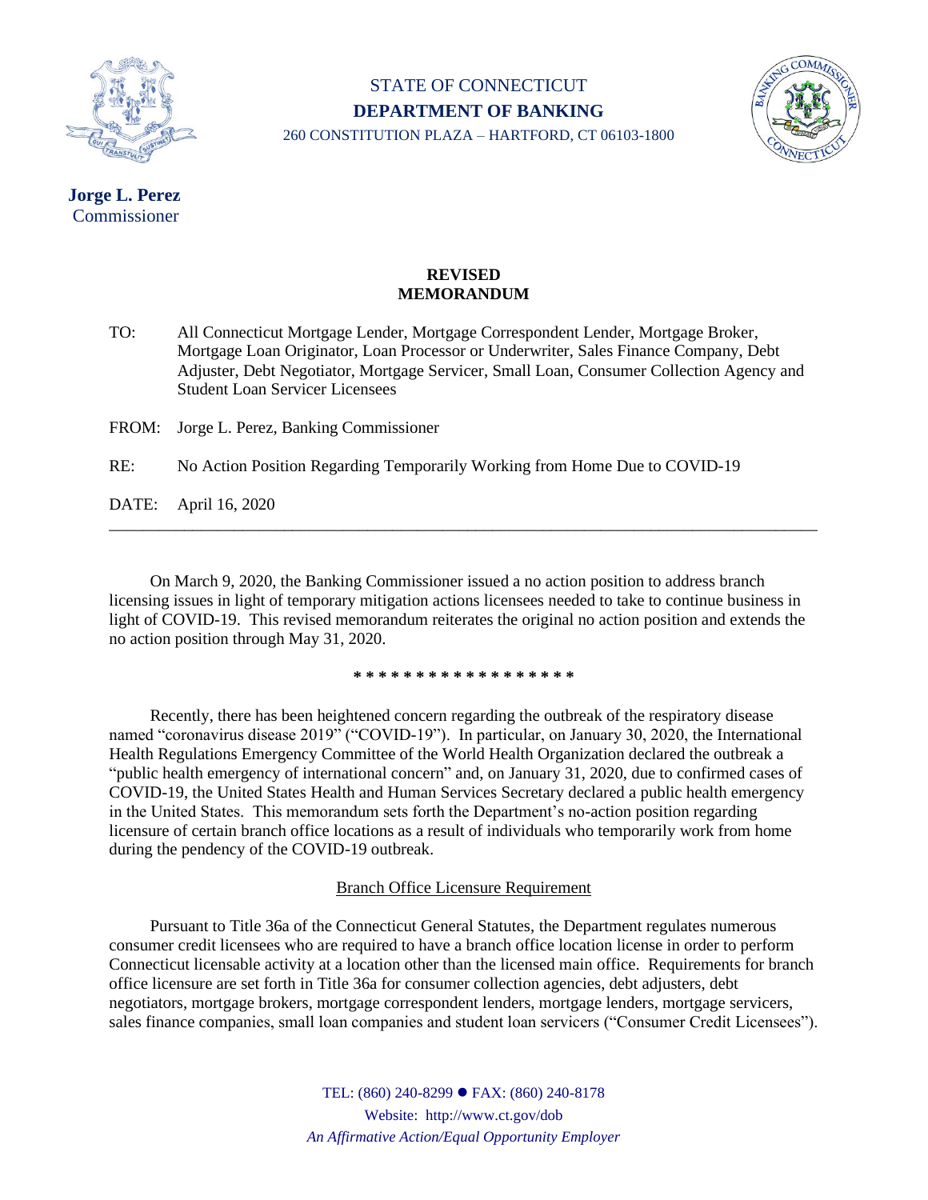STATE OF CONNECTICUT
**DEPARTMENT OF BANKING**
260 CONSTITUTION PLAZA – HARTFORD, CT 06103-1800

**Jorge L. Perez**
Commissioner

## REVISED MEMORANDUM

TO: All Connecticut Mortgage Lender, Mortgage Correspondent Lender, Mortgage Broker, Mortgage Loan Originator, Loan Processor or Underwriter, Sales Finance Company, Debt Adjuster, Debt Negotiator, Mortgage Servicer, Small Loan, Consumer Collection Agency and Student Loan Servicer Licensees

FROM: Jorge L. Perez, Banking Commissioner

RE: No Action Position Regarding Temporarily Working from Home Due to COVID-19

DATE: April 16, 2020

---

On March 9, 2020, the Banking Commissioner issued a no action position to address branch licensing issues in light of temporary mitigation actions licensees needed to take to continue business in light of COVID-19. This revised memorandum reiterates the original no action position and extends the no action position through May 31, 2020.

\* \* \* \* \* \* \* \* \* \* \* \* \* \* \* \* \* \*

Recently, there has been heightened concern regarding the outbreak of the respiratory disease named "coronavirus disease 2019" ("COVID-19"). In particular, on January 30, 2020, the International Health Regulations Emergency Committee of the World Health Organization declared the outbreak a "public health emergency of international concern" and, on January 31, 2020, due to confirmed cases of COVID-19, the United States Health and Human Services Secretary declared a public health emergency in the United States. This memorandum sets forth the Department's no-action position regarding licensure of certain branch office locations as a result of individuals who temporarily work from home during the pendency of the COVID-19 outbreak.

### Branch Office Licensure Requirement

Pursuant to Title 36a of the Connecticut General Statutes, the Department regulates numerous consumer credit licensees who are required to have a branch office location license in order to perform Connecticut licensable activity at a location other than the licensed main office. Requirements for branch office licensure are set forth in Title 36a for consumer collection agencies, debt adjusters, debt negotiators, mortgage brokers, mortgage correspondent lenders, mortgage lenders, mortgage servicers, sales finance companies, small loan companies and student loan servicers ("Consumer Credit Licensees").

TEL: (860) 240-8299 ● FAX: (860) 240-8178
Website: http://www.ct.gov/dob
*An Affirmative Action/Equal Opportunity Employer*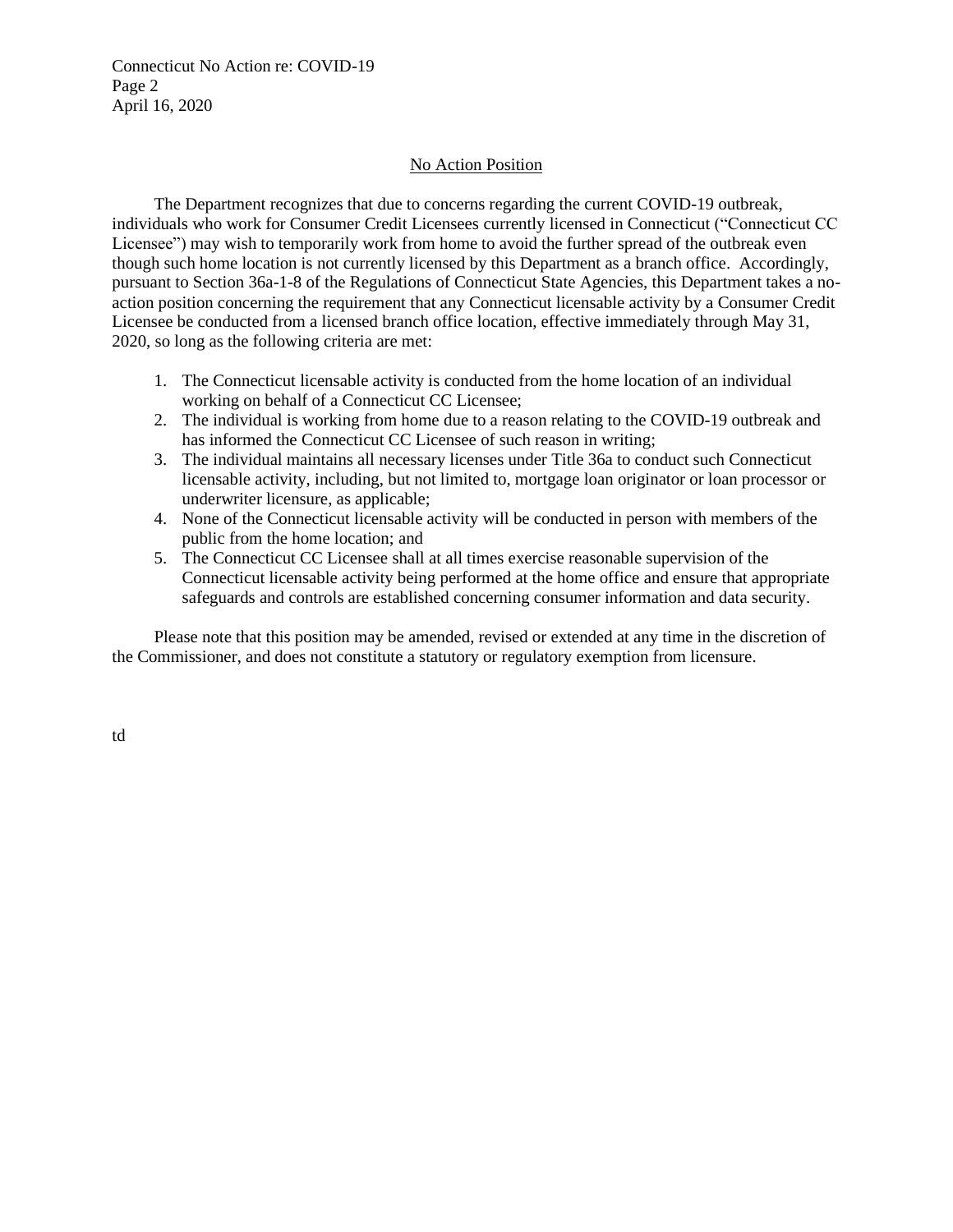## No Action Position

The Department recognizes that due to concerns regarding the current COVID-19 outbreak, individuals who work for Consumer Credit Licensees currently licensed in Connecticut ("Connecticut CC Licensee") may wish to temporarily work from home to avoid the further spread of the outbreak even though such home location is not currently licensed by this Department as a branch office. Accordingly, pursuant to Section 36a-1-8 of the Regulations of Connecticut State Agencies, this Department takes a no-action position concerning the requirement that any Connecticut licensable activity by a Consumer Credit Licensee be conducted from a licensed branch office location, effective immediately through May 31, 2020, so long as the following criteria are met:

1. The Connecticut licensable activity is conducted from the home location of an individual working on behalf of a Connecticut CC Licensee;
2. The individual is working from home due to a reason relating to the COVID-19 outbreak and has informed the Connecticut CC Licensee of such reason in writing;
3. The individual maintains all necessary licenses under Title 36a to conduct such Connecticut licensable activity, including, but not limited to, mortgage loan originator or loan processor or underwriter licensure, as applicable;
4. None of the Connecticut licensable activity will be conducted in person with members of the public from the home location; and
5. The Connecticut CC Licensee shall at all times exercise reasonable supervision of the Connecticut licensable activity being performed at the home office and ensure that appropriate safeguards and controls are established concerning consumer information and data security.

Please note that this position may be amended, revised or extended at any time in the discretion of the Commissioner, and does not constitute a statutory or regulatory exemption from licensure.

td